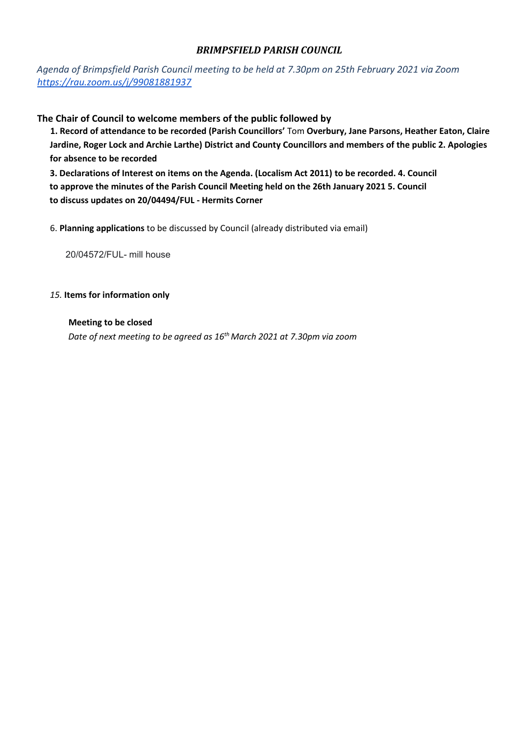### *BRIMPSFIELD PARISH COUNCIL*

*Agenda of Brimpsfield Parish Council meeting to be held at 7.30pm on 25th February 2021 via Zoom* *https://rau.zoom.us/j/99081881937*

**The Chair of Council to welcome members of the public followed by**

**1. Record of attendance to be recorded (Parish Councillors'** Tom **Overbury, Jane Parsons, Heather Eaton, Claire Jardine, Roger Lock and Archie Larthe) District and County Councillors and members of the public 2. Apologies for absence to be recorded**

**3. Declarations of Interest on items on the Agenda. (Localism Act 2011) to be recorded. 4. Council to approve the minutes of the Parish Council Meeting held on the 26th January 2021 5. Council to discuss updates on 20/04494/FUL - Hermits Corner**

6. **Planning applications** to be discussed by Council (already distributed via email)

20/04572/FUL- mill house

*15.* **Items for information only**

**Meeting to be closed**

*Date of next meeting to be agreed as 16th March 2021 at 7.30pm via zoom*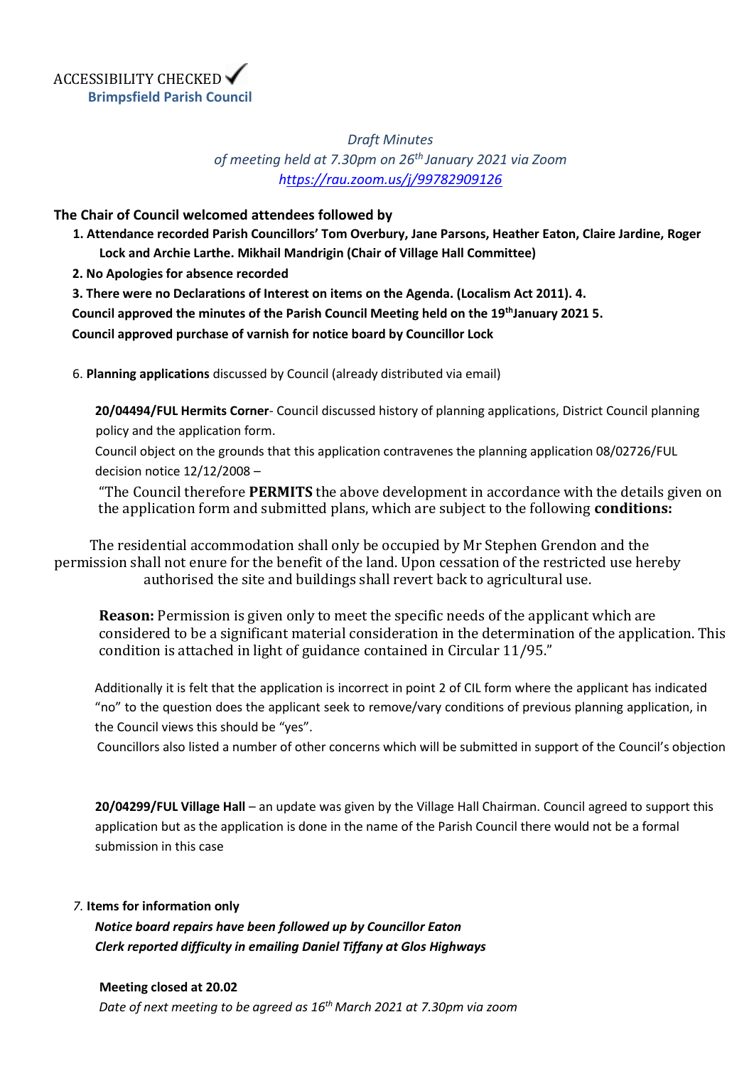ACCESSIBILITY CHECKED ✓

**Brimpsfield Parish Council**

*Draft Minutes*

*of meeting held at 7.30pm on 26th January 2021 via Zoom*

*https://rau.zoom.us/j/99782909126*

**The Chair of Council welcomed attendees followed by**

1. **Attendance recorded Parish Councillors' Tom Overbury, Jane Parsons, Heather Eaton, Claire Jardine, Roger Lock and Archie Larthe. Mikhail Mandrigin (Chair of Village Hall Committee)**
2. **No Apologies for absence recorded**
3. **There were no Declarations of Interest on items on the Agenda. (Localism Act 2011). 4. Council approved the minutes of the Parish Council Meeting held on the 19th January 2021 5. Council approved purchase of varnish for notice board by Councillor Lock**

6. **Planning applications** discussed by Council (already distributed via email)

**20/04494/FUL Hermits Corner**- Council discussed history of planning applications, District Council planning policy and the application form.

Council object on the grounds that this application contravenes the planning application 08/02726/FUL decision notice 12/12/2008 –

"The Council therefore **PERMITS** the above development in accordance with the details given on the application form and submitted plans, which are subject to the following **conditions:**

The residential accommodation shall only be occupied by Mr Stephen Grendon and the permission shall not enure for the benefit of the land. Upon cessation of the restricted use hereby authorised the site and buildings shall revert back to agricultural use.

**Reason:** Permission is given only to meet the specific needs of the applicant which are considered to be a significant material consideration in the determination of the application. This condition is attached in light of guidance contained in Circular 11/95."

Additionally it is felt that the application is incorrect in point 2 of CIL form where the applicant has indicated "no" to the question does the applicant seek to remove/vary conditions of previous planning application, in the Council views this should be "yes".

Councillors also listed a number of other concerns which will be submitted in support of the Council's objection

**20/04299/FUL Village Hall** – an update was given by the Village Hall Chairman. Council agreed to support this application but as the application is done in the name of the Parish Council there would not be a formal submission in this case

7. **Items for information only**

***Notice board repairs have been followed up by Councillor Eaton***

***Clerk reported difficulty in emailing Daniel Tiffany at Glos Highways***

**Meeting closed at 20.02**

*Date of next meeting to be agreed as 16th March 2021 at 7.30pm via zoom*